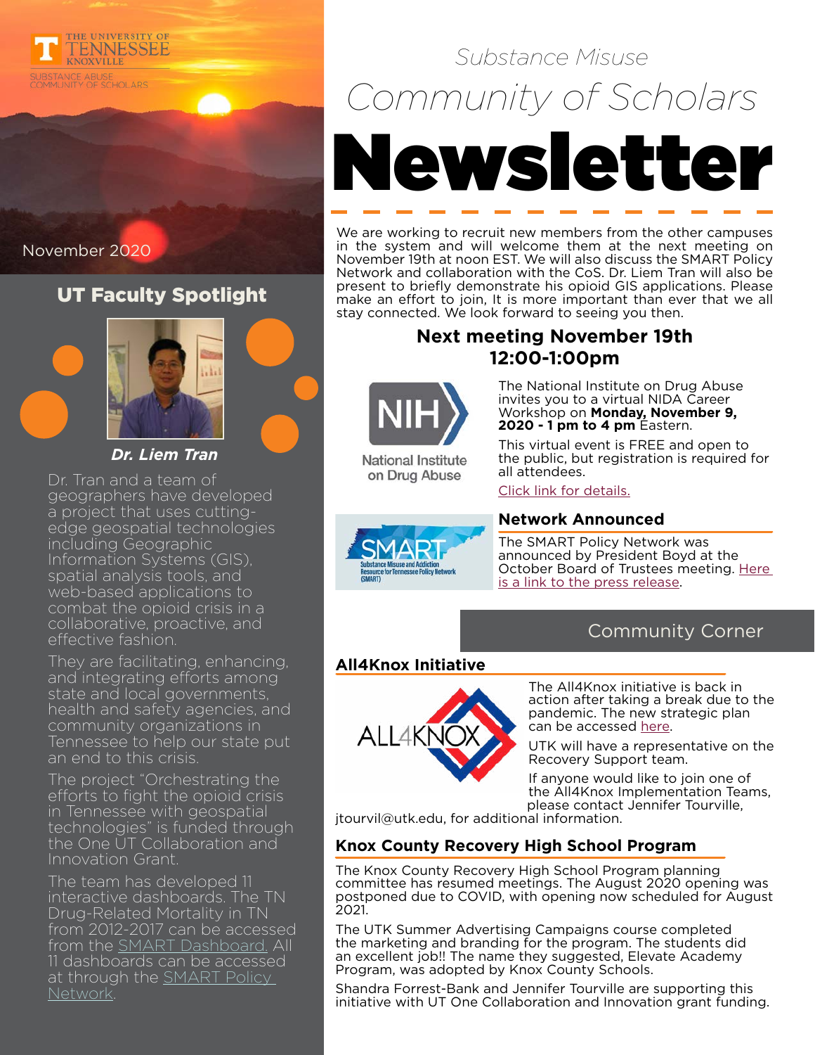THE UNIVERSITY OF TENNESSEE KNOXVILLE

SUBSTANCE ABUSE COMMUNITY OF SCHOLARS

# Substance Misuse Community of Scholars Newsletter

November 2020

We are working to recruit new members from the other campuses in the system and will welcome them at the next meeting on November 19th at noon EST. We will also discuss the SMART Policy Network and collaboration with the CoS. Dr. Liem Tran will also be present to briefly demonstrate his opioid GIS applications. Please make an effort to join, It is more important than ever that we all stay connected. We look forward to seeing you then.

## Next meeting November 19th 12:00-1:00pm

## UT Faculty Spotlight

***Dr. Liem Tran***

Dr. Tran and a team of geographers have developed a project that uses cutting-edge geospatial technologies including Geographic Information Systems (GIS), spatial analysis tools, and web-based applications to combat the opioid crisis in a collaborative, proactive, and effective fashion.

They are facilitating, enhancing, and integrating efforts among state and local governments, health and safety agencies, and community organizations in Tennessee to help our state put an end to this crisis.

The project "Orchestrating the efforts to fight the opioid crisis in Tennessee with geospatial technologies" is funded through the One UT Collaboration and Innovation Grant.

The team has developed 11 interactive dashboards. The TN Drug-Related Mortality in TN from 2012-2017 can be accessed from the [SMART Dashboard.]() All 11 dashboards can be accessed at through the [SMART Policy Network]().

NIH National Institute on Drug Abuse

The National Institute on Drug Abuse invites you to a virtual NIDA Career Workshop on **Monday, November 9, 2020 - 1 pm to 4 pm** Eastern.

This virtual event is FREE and open to the public, but registration is required for all attendees.

[Click link for details.]()

### Network Announced

SMART Substance Misuse and Addiction Resource for Tennessee Policy Network (SMART)

The SMART Policy Network was announced by President Boyd at the October Board of Trustees meeting. [Here is a link to the press release]().

## Community Corner

### All4Knox Initiative

The All4Knox initiative is back in action after taking a break due to the pandemic. The new strategic plan can be accessed [here]().

UTK will have a representative on the Recovery Support team.

If anyone would like to join one of the All4Knox Implementation Teams, please contact Jennifer Tourville, jtourvil@utk.edu, for additional information.

### Knox County Recovery High School Program

The Knox County Recovery High School Program planning committee has resumed meetings. The August 2020 opening was postponed due to COVID, with opening now scheduled for August 2021.

The UTK Summer Advertising Campaigns course completed the marketing and branding for the program. The students did an excellent job!! The name they suggested, Elevate Academy Program, was adopted by Knox County Schools.

Shandra Forrest-Bank and Jennifer Tourville are supporting this initiative with UT One Collaboration and Innovation grant funding.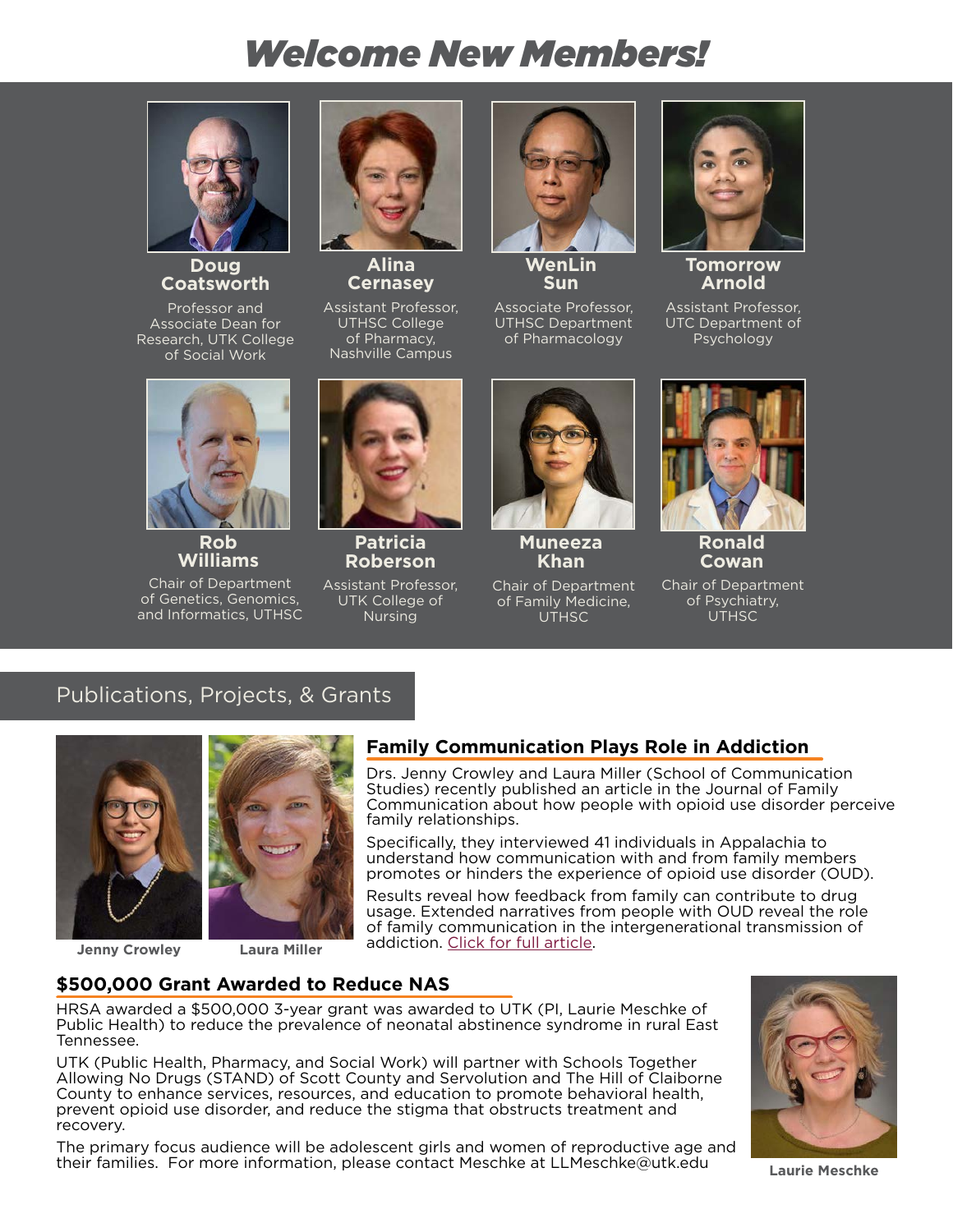# Welcome New Members!

**Doug Coatsworth**
Professor and Associate Dean for Research, UTK College of Social Work

**Alina Cernasey**
Assistant Professor, UTHSC College of Pharmacy, Nashville Campus

**WenLin Sun**
Associate Professor, UTHSC Department of Pharmacology

**Tomorrow Arnold**
Assistant Professor, UTC Department of Psychology

**Rob Williams**
Chair of Department of Genetics, Genomics, and Informatics, UTHSC

**Patricia Roberson**
Assistant Professor, UTK College of Nursing

**Muneeza Khan**
Chair of Department of Family Medicine, UTHSC

**Ronald Cowan**
Chair of Department of Psychiatry, UTHSC

## Publications, Projects, & Grants

Jenny Crowley

Laura Miller

### Family Communication Plays Role in Addiction

Drs. Jenny Crowley and Laura Miller (School of Communication Studies) recently published an article in the Journal of Family Communication about how people with opioid use disorder perceive family relationships.

Specifically, they interviewed 41 individuals in Appalachia to understand how communication with and from family members promotes or hinders the experience of opioid use disorder (OUD).

Results reveal how feedback from family can contribute to drug usage. Extended narratives from people with OUD reveal the role of family communication in the intergenerational transmission of addiction. Click for full article.

### $500,000 Grant Awarded to Reduce NAS

HRSA awarded a $500,000 3-year grant was awarded to UTK (PI, Laurie Meschke of Public Health) to reduce the prevalence of neonatal abstinence syndrome in rural East Tennessee.

UTK (Public Health, Pharmacy, and Social Work) will partner with Schools Together Allowing No Drugs (STAND) of Scott County and Servolution and The Hill of Claiborne County to enhance services, resources, and education to promote behavioral health, prevent opioid use disorder, and reduce the stigma that obstructs treatment and recovery.

The primary focus audience will be adolescent girls and women of reproductive age and their families. For more information, please contact Meschke at LLMeschke@utk.edu

Laurie Meschke